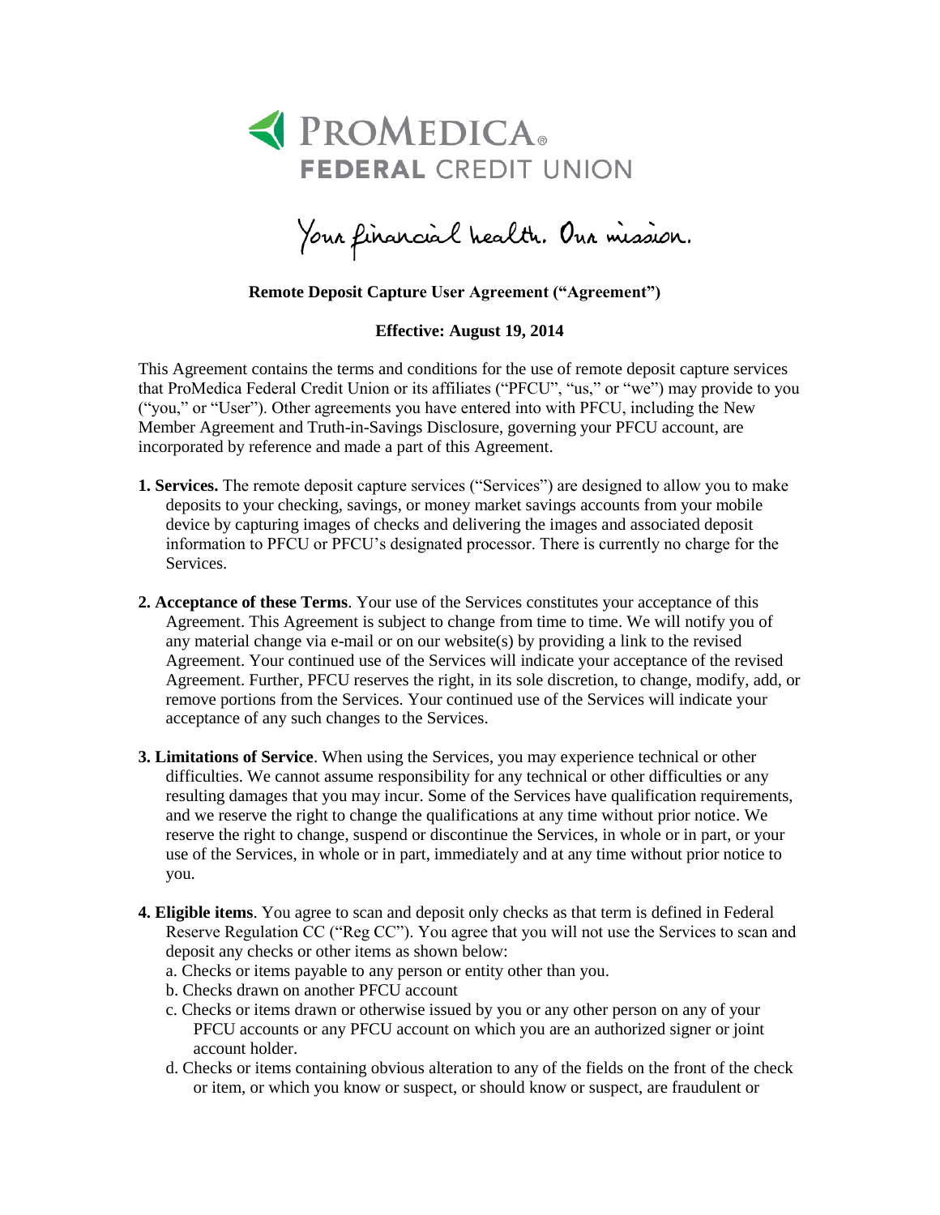# ProMedica Federal Credit Union

*Your financial health. Our mission.*

**Remote Deposit Capture User Agreement ("Agreement")**

**Effective: August 19, 2014**

This Agreement contains the terms and conditions for the use of remote deposit capture services that ProMedica Federal Credit Union or its affiliates ("PFCU", "us," or "we") may provide to you ("you," or "User"). Other agreements you have entered into with PFCU, including the New Member Agreement and Truth-in-Savings Disclosure, governing your PFCU account, are incorporated by reference and made a part of this Agreement.

**1. Services.** The remote deposit capture services ("Services") are designed to allow you to make deposits to your checking, savings, or money market savings accounts from your mobile device by capturing images of checks and delivering the images and associated deposit information to PFCU or PFCU's designated processor. There is currently no charge for the Services.

**2. Acceptance of these Terms**. Your use of the Services constitutes your acceptance of this Agreement. This Agreement is subject to change from time to time. We will notify you of any material change via e-mail or on our website(s) by providing a link to the revised Agreement. Your continued use of the Services will indicate your acceptance of the revised Agreement. Further, PFCU reserves the right, in its sole discretion, to change, modify, add, or remove portions from the Services. Your continued use of the Services will indicate your acceptance of any such changes to the Services.

**3. Limitations of Service**. When using the Services, you may experience technical or other difficulties. We cannot assume responsibility for any technical or other difficulties or any resulting damages that you may incur. Some of the Services have qualification requirements, and we reserve the right to change the qualifications at any time without prior notice. We reserve the right to change, suspend or discontinue the Services, in whole or in part, or your use of the Services, in whole or in part, immediately and at any time without prior notice to you.

**4. Eligible items**. You agree to scan and deposit only checks as that term is defined in Federal Reserve Regulation CC ("Reg CC"). You agree that you will not use the Services to scan and deposit any checks or other items as shown below:

a. Checks or items payable to any person or entity other than you.

b. Checks drawn on another PFCU account

c. Checks or items drawn or otherwise issued by you or any other person on any of your PFCU accounts or any PFCU account on which you are an authorized signer or joint account holder.

d. Checks or items containing obvious alteration to any of the fields on the front of the check or item, or which you know or suspect, or should know or suspect, are fraudulent or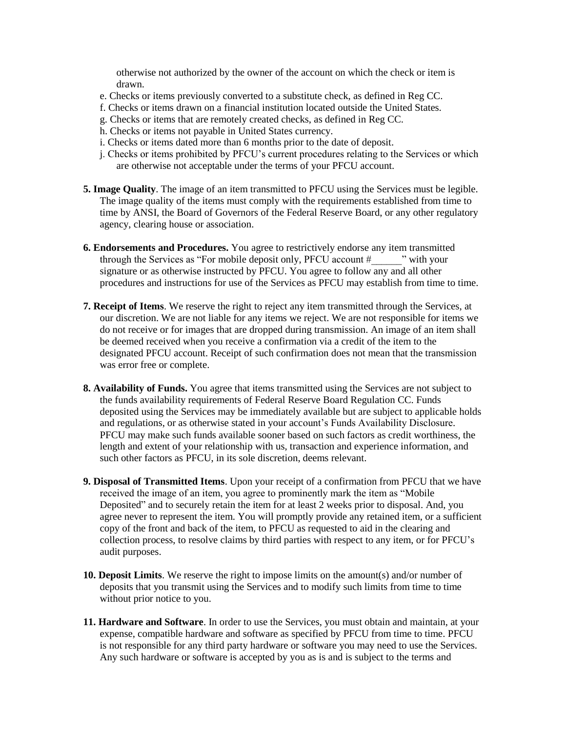otherwise not authorized by the owner of the account on which the check or item is drawn.

e. Checks or items previously converted to a substitute check, as defined in Reg CC.
f. Checks or items drawn on a financial institution located outside the United States.
g. Checks or items that are remotely created checks, as defined in Reg CC.
h. Checks or items not payable in United States currency.
i. Checks or items dated more than 6 months prior to the date of deposit.
j. Checks or items prohibited by PFCU's current procedures relating to the Services or which are otherwise not acceptable under the terms of your PFCU account.

**5. Image Quality**. The image of an item transmitted to PFCU using the Services must be legible. The image quality of the items must comply with the requirements established from time to time by ANSI, the Board of Governors of the Federal Reserve Board, or any other regulatory agency, clearing house or association.

**6. Endorsements and Procedures.** You agree to restrictively endorse any item transmitted through the Services as "For mobile deposit only, PFCU account #______" with your signature or as otherwise instructed by PFCU. You agree to follow any and all other procedures and instructions for use of the Services as PFCU may establish from time to time.

**7. Receipt of Items**. We reserve the right to reject any item transmitted through the Services, at our discretion. We are not liable for any items we reject. We are not responsible for items we do not receive or for images that are dropped during transmission. An image of an item shall be deemed received when you receive a confirmation via a credit of the item to the designated PFCU account. Receipt of such confirmation does not mean that the transmission was error free or complete.

**8. Availability of Funds.** You agree that items transmitted using the Services are not subject to the funds availability requirements of Federal Reserve Board Regulation CC. Funds deposited using the Services may be immediately available but are subject to applicable holds and regulations, or as otherwise stated in your account's Funds Availability Disclosure. PFCU may make such funds available sooner based on such factors as credit worthiness, the length and extent of your relationship with us, transaction and experience information, and such other factors as PFCU, in its sole discretion, deems relevant.

**9. Disposal of Transmitted Items**. Upon your receipt of a confirmation from PFCU that we have received the image of an item, you agree to prominently mark the item as "Mobile Deposited" and to securely retain the item for at least 2 weeks prior to disposal. And, you agree never to represent the item. You will promptly provide any retained item, or a sufficient copy of the front and back of the item, to PFCU as requested to aid in the clearing and collection process, to resolve claims by third parties with respect to any item, or for PFCU's audit purposes.

**10. Deposit Limits**. We reserve the right to impose limits on the amount(s) and/or number of deposits that you transmit using the Services and to modify such limits from time to time without prior notice to you.

**11. Hardware and Software**. In order to use the Services, you must obtain and maintain, at your expense, compatible hardware and software as specified by PFCU from time to time. PFCU is not responsible for any third party hardware or software you may need to use the Services. Any such hardware or software is accepted by you as is and is subject to the terms and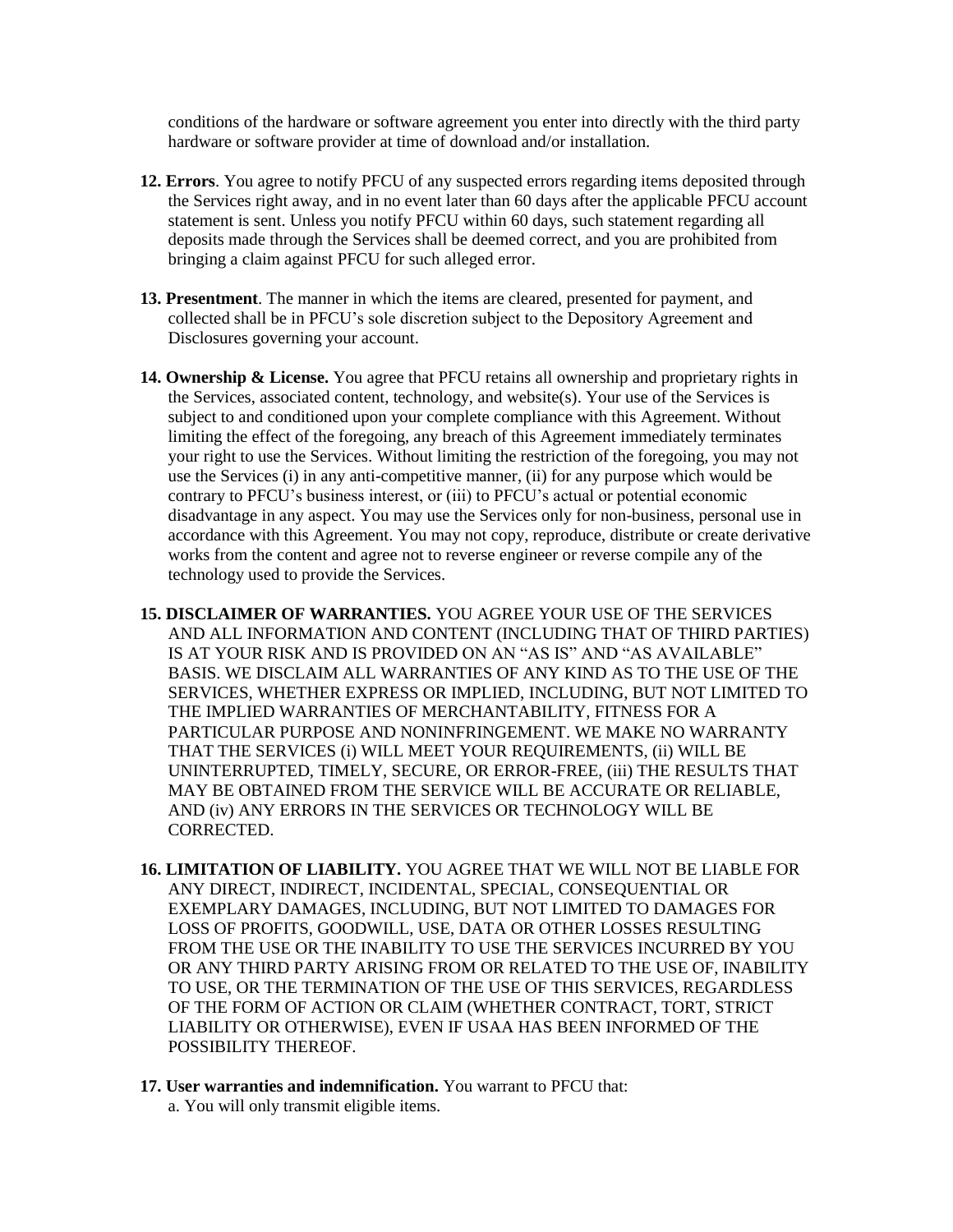conditions of the hardware or software agreement you enter into directly with the third party hardware or software provider at time of download and/or installation.

**12. Errors**. You agree to notify PFCU of any suspected errors regarding items deposited through the Services right away, and in no event later than 60 days after the applicable PFCU account statement is sent. Unless you notify PFCU within 60 days, such statement regarding all deposits made through the Services shall be deemed correct, and you are prohibited from bringing a claim against PFCU for such alleged error.

**13. Presentment**. The manner in which the items are cleared, presented for payment, and collected shall be in PFCU's sole discretion subject to the Depository Agreement and Disclosures governing your account.

**14. Ownership & License.** You agree that PFCU retains all ownership and proprietary rights in the Services, associated content, technology, and website(s). Your use of the Services is subject to and conditioned upon your complete compliance with this Agreement. Without limiting the effect of the foregoing, any breach of this Agreement immediately terminates your right to use the Services. Without limiting the restriction of the foregoing, you may not use the Services (i) in any anti-competitive manner, (ii) for any purpose which would be contrary to PFCU's business interest, or (iii) to PFCU's actual or potential economic disadvantage in any aspect. You may use the Services only for non-business, personal use in accordance with this Agreement. You may not copy, reproduce, distribute or create derivative works from the content and agree not to reverse engineer or reverse compile any of the technology used to provide the Services.

**15. DISCLAIMER OF WARRANTIES.** YOU AGREE YOUR USE OF THE SERVICES AND ALL INFORMATION AND CONTENT (INCLUDING THAT OF THIRD PARTIES) IS AT YOUR RISK AND IS PROVIDED ON AN "AS IS" AND "AS AVAILABLE" BASIS. WE DISCLAIM ALL WARRANTIES OF ANY KIND AS TO THE USE OF THE SERVICES, WHETHER EXPRESS OR IMPLIED, INCLUDING, BUT NOT LIMITED TO THE IMPLIED WARRANTIES OF MERCHANTABILITY, FITNESS FOR A PARTICULAR PURPOSE AND NONINFRINGEMENT. WE MAKE NO WARRANTY THAT THE SERVICES (i) WILL MEET YOUR REQUIREMENTS, (ii) WILL BE UNINTERRUPTED, TIMELY, SECURE, OR ERROR-FREE, (iii) THE RESULTS THAT MAY BE OBTAINED FROM THE SERVICE WILL BE ACCURATE OR RELIABLE, AND (iv) ANY ERRORS IN THE SERVICES OR TECHNOLOGY WILL BE CORRECTED.

**16. LIMITATION OF LIABILITY.** YOU AGREE THAT WE WILL NOT BE LIABLE FOR ANY DIRECT, INDIRECT, INCIDENTAL, SPECIAL, CONSEQUENTIAL OR EXEMPLARY DAMAGES, INCLUDING, BUT NOT LIMITED TO DAMAGES FOR LOSS OF PROFITS, GOODWILL, USE, DATA OR OTHER LOSSES RESULTING FROM THE USE OR THE INABILITY TO USE THE SERVICES INCURRED BY YOU OR ANY THIRD PARTY ARISING FROM OR RELATED TO THE USE OF, INABILITY TO USE, OR THE TERMINATION OF THE USE OF THIS SERVICES, REGARDLESS OF THE FORM OF ACTION OR CLAIM (WHETHER CONTRACT, TORT, STRICT LIABILITY OR OTHERWISE), EVEN IF USAA HAS BEEN INFORMED OF THE POSSIBILITY THEREOF.

**17. User warranties and indemnification.** You warrant to PFCU that:

a. You will only transmit eligible items.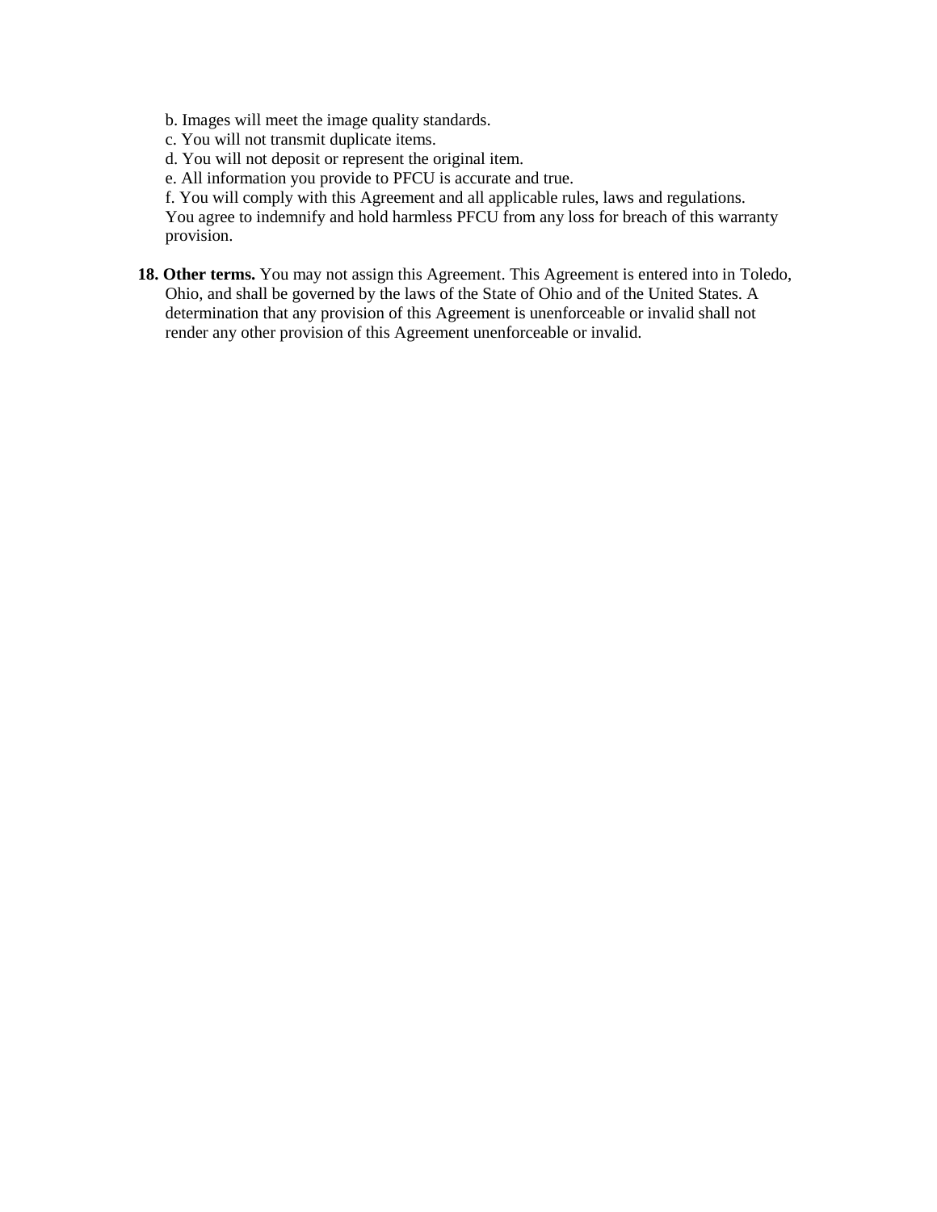b. Images will meet the image quality standards.
c. You will not transmit duplicate items.
d. You will not deposit or represent the original item.
e. All information you provide to PFCU is accurate and true.
f. You will comply with this Agreement and all applicable rules, laws and regulations.
You agree to indemnify and hold harmless PFCU from any loss for breach of this warranty provision.

**18. Other terms.** You may not assign this Agreement. This Agreement is entered into in Toledo, Ohio, and shall be governed by the laws of the State of Ohio and of the United States. A determination that any provision of this Agreement is unenforceable or invalid shall not render any other provision of this Agreement unenforceable or invalid.